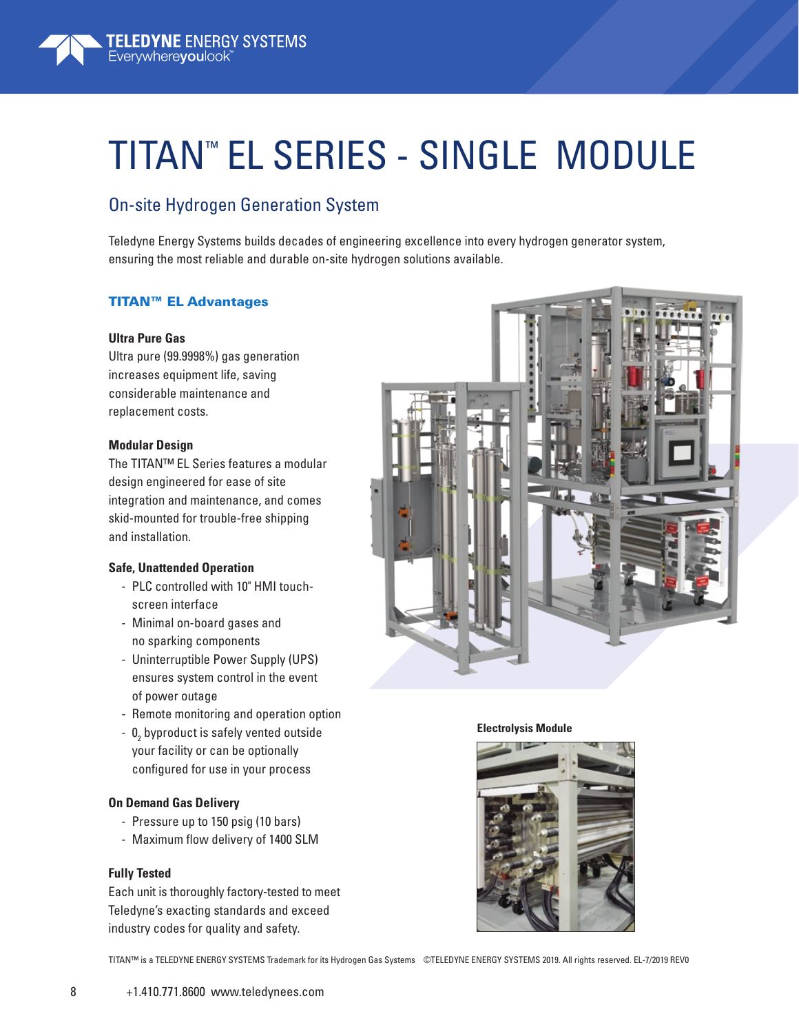# TITAN™ EL SERIES - SINGLE MODULE

## On-site Hydrogen Generation System

Teledyne Energy Systems builds decades of engineering excellence into every hydrogen generator system, ensuring the most reliable and durable on-site hydrogen solutions available.

### TITAN™ EL Advantages

**Ultra Pure Gas**

Ultra pure (99.9998%) gas generation increases equipment life, saving considerable maintenance and replacement costs.

**Modular Design**

The TITAN™ EL Series features a modular design engineered for ease of site integration and maintenance, and comes skid-mounted for trouble-free shipping and installation.

**Safe, Unattended Operation**

- PLC controlled with 10" HMI touch-screen interface
- Minimal on-board gases and no sparking components
- Uninterruptible Power Supply (UPS) ensures system control in the event of power outage
- Remote monitoring and operation option
- $O_2$ byproduct is safely vented outside your facility or can be optionally configured for use in your process

**On Demand Gas Delivery**

- Pressure up to 150 psig (10 bars)
- Maximum flow delivery of 1400 SLM

**Fully Tested**

Each unit is thoroughly factory-tested to meet Teledyne's exacting standards and exceed industry codes for quality and safety.

**Electrolysis Module**

TITAN™ is a TELEDYNE ENERGY SYSTEMS Trademark for its Hydrogen Gas Systems ©TELEDYNE ENERGY SYSTEMS 2019. All rights reserved. EL-7/2019 REV0

+1.410.771.8600 www.teledynees.com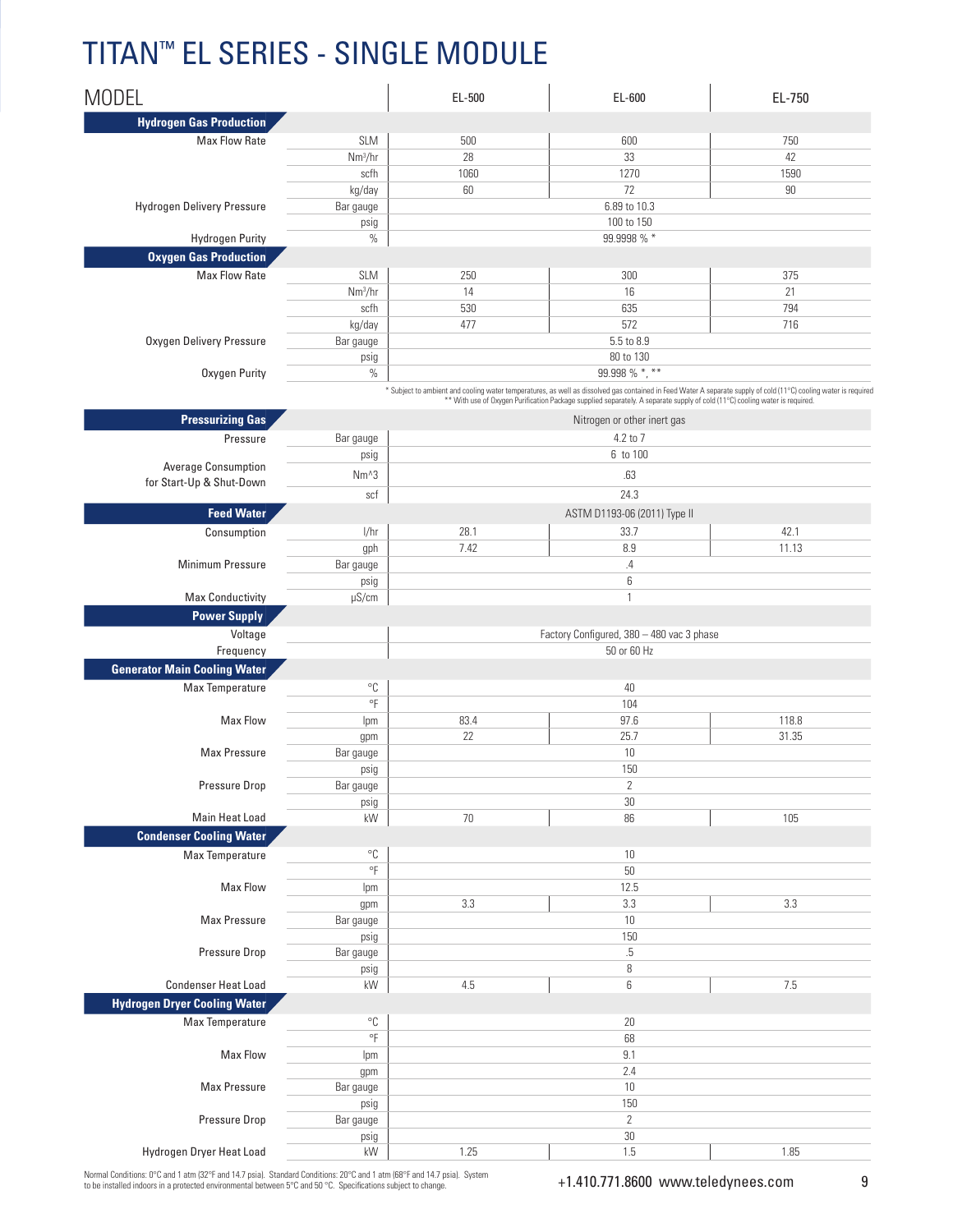# TITAN™ EL SERIES - SINGLE MODULE

| MODEL | | EL-500 | EL-600 | EL-750 |
|---|---|---|---|---|
| **Hydrogen Gas Production** | | | | |
| Max Flow Rate | SLM | 500 | 600 | 750 |
| | Nm³/hr | 28 | 33 | 42 |
| | scfh | 1060 | 1270 | 1590 |
| | kg/day | 60 | 72 | 90 |
| Hydrogen Delivery Pressure | Bar gauge | 6.89 to 10.3 | | |
| | psig | 100 to 150 | | |
| Hydrogen Purity | % | 99.9998 % * | | |
| **Oxygen Gas Production** | | | | |
| Max Flow Rate | SLM | 250 | 300 | 375 |
| | Nm³/hr | 14 | 16 | 21 |
| | scfh | 530 | 635 | 794 |
| | kg/day | 477 | 572 | 716 |
| Oxygen Delivery Pressure | Bar gauge | 5.5 to 8.9 | | |
| | psig | 80 to 130 | | |
| Oxygen Purity | % | 99.998 % *, ** | | |

\* Subject to ambient and cooling water temperatures, as well as dissolved gas contained in Feed Water A separate supply of cold (11°C) cooling water is required
\*\* With use of Oxygen Purification Package supplied separately. A separate supply of cold (11°C) cooling water is required.

| MODEL | | EL-500 | EL-600 | EL-750 |
|---|---|---|---|---|
| **Pressurizing Gas** | | Nitrogen or other inert gas | | |
| Pressure | Bar gauge | 4.2 to 7 | | |
| | psig | 6 to 100 | | |
| Average Consumption for Start-Up & Shut-Down | Nm^3 | .63 | | |
| | scf | 24.3 | | |
| **Feed Water** | | ASTM D1193-06 (2011) Type II | | |
| Consumption | l/hr | 28.1 | 33.7 | 42.1 |
| | gph | 7.42 | 8.9 | 11.13 |
| Minimum Pressure | Bar gauge | .4 | | |
| | psig | 6 | | |
| Max Conductivity | µS/cm | 1 | | |
| **Power Supply** | | | | |
| Voltage | | Factory Configured, 380 – 480 vac 3 phase | | |
| Frequency | | 50 or 60 Hz | | |
| **Generator Main Cooling Water** | | | | |
| Max Temperature | °C | 40 | | |
| | °F | 104 | | |
| Max Flow | lpm | 83.4 | 97.6 | 118.8 |
| | gpm | 22 | 25.7 | 31.35 |
| Max Pressure | Bar gauge | 10 | | |
| | psig | 150 | | |
| Pressure Drop | Bar gauge | 2 | | |
| | psig | 30 | | |
| Main Heat Load | kW | 70 | 86 | 105 |
| **Condenser Cooling Water** | | | | |
| Max Temperature | °C | 10 | | |
| | °F | 50 | | |
| Max Flow | lpm | 12.5 | | |
| | gpm | 3.3 | 3.3 | 3.3 |
| Max Pressure | Bar gauge | 10 | | |
| | psig | 150 | | |
| Pressure Drop | Bar gauge | .5 | | |
| | psig | 8 | | |
| Condenser Heat Load | kW | 4.5 | 6 | 7.5 |
| **Hydrogen Dryer Cooling Water** | | | | |
| Max Temperature | °C | 20 | | |
| | °F | 68 | | |
| Max Flow | lpm | 9.1 | | |
| | gpm | 2.4 | | |
| Max Pressure | Bar gauge | 10 | | |
| | psig | 150 | | |
| Pressure Drop | Bar gauge | 2 | | |
| | psig | 30 | | |
| Hydrogen Dryer Heat Load | kW | 1.25 | 1.5 | 1.85 |

Normal Conditions: 0°C and 1 atm (32°F and 14.7 psia). Standard Conditions: 20°C and 1 atm (68°F and 14.7 psia). System to be installed indoors in a protected environmental between 5°C and 50 °C. Specifications subject to change.

+1.410.771.8600 www.teledynees.com